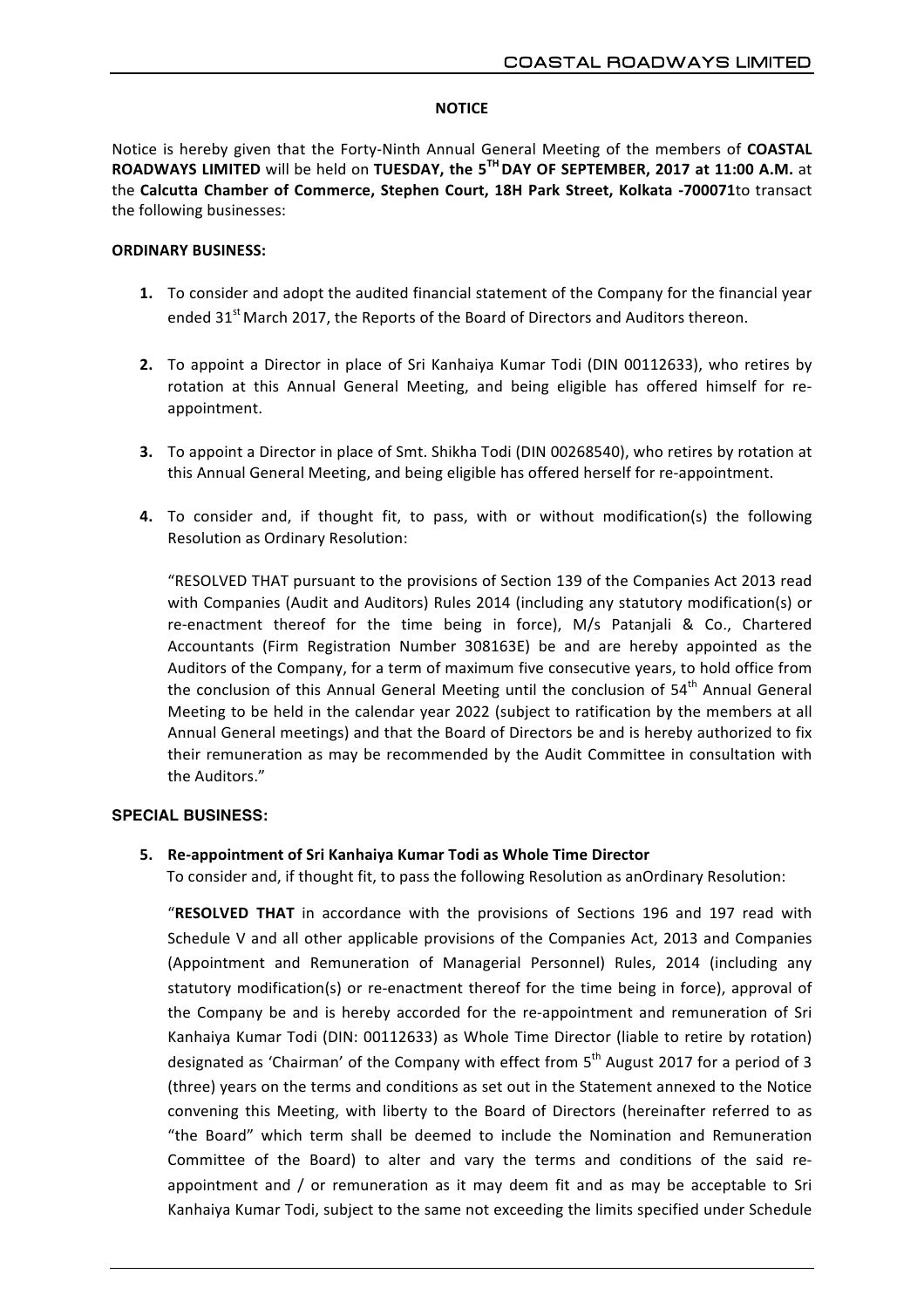# NOTICE

Notice is hereby given that the Forty-Ninth Annual General Meeting of the members of **COASTAL ROADWAYS LIMITED** will be held on **TUESDAY, the 5TH DAY OF SEPTEMBER, 2017 at 11:00 A.M.** at the **Calcutta Chamber of Commerce, Stephen Court, 18H Park Street, Kolkata -700071**to transact the following businesses:

**ORDINARY BUSINESS:**

1. To consider and adopt the audited financial statement of the Company for the financial year ended 31st March 2017, the Reports of the Board of Directors and Auditors thereon.

2. To appoint a Director in place of Sri Kanhaiya Kumar Todi (DIN 00112633), who retires by rotation at this Annual General Meeting, and being eligible has offered himself for re-appointment.

3. To appoint a Director in place of Smt. Shikha Todi (DIN 00268540), who retires by rotation at this Annual General Meeting, and being eligible has offered herself for re-appointment.

4. To consider and, if thought fit, to pass, with or without modification(s) the following Resolution as Ordinary Resolution:

   "RESOLVED THAT pursuant to the provisions of Section 139 of the Companies Act 2013 read with Companies (Audit and Auditors) Rules 2014 (including any statutory modification(s) or re-enactment thereof for the time being in force), M/s Patanjali & Co., Chartered Accountants (Firm Registration Number 308163E) be and are hereby appointed as the Auditors of the Company, for a term of maximum five consecutive years, to hold office from the conclusion of this Annual General Meeting until the conclusion of 54th Annual General Meeting to be held in the calendar year 2022 (subject to ratification by the members at all Annual General meetings) and that the Board of Directors be and is hereby authorized to fix their remuneration as may be recommended by the Audit Committee in consultation with the Auditors."

**SPECIAL BUSINESS:**

5. **Re-appointment of Sri Kanhaiya Kumar Todi as Whole Time Director**

   To consider and, if thought fit, to pass the following Resolution as anOrdinary Resolution:

   "**RESOLVED THAT** in accordance with the provisions of Sections 196 and 197 read with Schedule V and all other applicable provisions of the Companies Act, 2013 and Companies (Appointment and Remuneration of Managerial Personnel) Rules, 2014 (including any statutory modification(s) or re-enactment thereof for the time being in force), approval of the Company be and is hereby accorded for the re-appointment and remuneration of Sri Kanhaiya Kumar Todi (DIN: 00112633) as Whole Time Director (liable to retire by rotation) designated as 'Chairman' of the Company with effect from 5th August 2017 for a period of 3 (three) years on the terms and conditions as set out in the Statement annexed to the Notice convening this Meeting, with liberty to the Board of Directors (hereinafter referred to as "the Board" which term shall be deemed to include the Nomination and Remuneration Committee of the Board) to alter and vary the terms and conditions of the said re-appointment and / or remuneration as it may deem fit and as may be acceptable to Sri Kanhaiya Kumar Todi, subject to the same not exceeding the limits specified under Schedule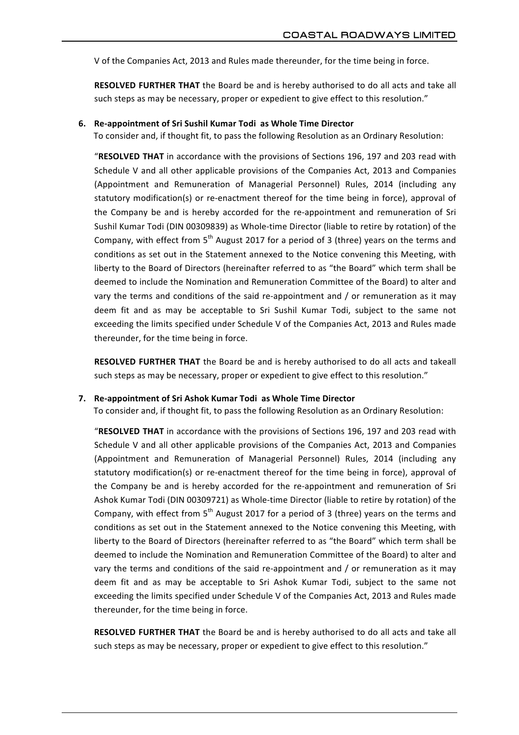V of the Companies Act, 2013 and Rules made thereunder, for the time being in force.

**RESOLVED FURTHER THAT** the Board be and is hereby authorised to do all acts and take all such steps as may be necessary, proper or expedient to give effect to this resolution."

**6. Re-appointment of Sri Sushil Kumar Todi as Whole Time Director**

To consider and, if thought fit, to pass the following Resolution as an Ordinary Resolution:

"**RESOLVED THAT** in accordance with the provisions of Sections 196, 197 and 203 read with Schedule V and all other applicable provisions of the Companies Act, 2013 and Companies (Appointment and Remuneration of Managerial Personnel) Rules, 2014 (including any statutory modification(s) or re-enactment thereof for the time being in force), approval of the Company be and is hereby accorded for the re-appointment and remuneration of Sri Sushil Kumar Todi (DIN 00309839) as Whole-time Director (liable to retire by rotation) of the Company, with effect from 5th August 2017 for a period of 3 (three) years on the terms and conditions as set out in the Statement annexed to the Notice convening this Meeting, with liberty to the Board of Directors (hereinafter referred to as "the Board" which term shall be deemed to include the Nomination and Remuneration Committee of the Board) to alter and vary the terms and conditions of the said re-appointment and / or remuneration as it may deem fit and as may be acceptable to Sri Sushil Kumar Todi, subject to the same not exceeding the limits specified under Schedule V of the Companies Act, 2013 and Rules made thereunder, for the time being in force.

**RESOLVED FURTHER THAT** the Board be and is hereby authorised to do all acts and takeall such steps as may be necessary, proper or expedient to give effect to this resolution."

**7. Re-appointment of Sri Ashok Kumar Todi as Whole Time Director**

To consider and, if thought fit, to pass the following Resolution as an Ordinary Resolution:

"**RESOLVED THAT** in accordance with the provisions of Sections 196, 197 and 203 read with Schedule V and all other applicable provisions of the Companies Act, 2013 and Companies (Appointment and Remuneration of Managerial Personnel) Rules, 2014 (including any statutory modification(s) or re-enactment thereof for the time being in force), approval of the Company be and is hereby accorded for the re-appointment and remuneration of Sri Ashok Kumar Todi (DIN 00309721) as Whole-time Director (liable to retire by rotation) of the Company, with effect from 5th August 2017 for a period of 3 (three) years on the terms and conditions as set out in the Statement annexed to the Notice convening this Meeting, with liberty to the Board of Directors (hereinafter referred to as "the Board" which term shall be deemed to include the Nomination and Remuneration Committee of the Board) to alter and vary the terms and conditions of the said re-appointment and / or remuneration as it may deem fit and as may be acceptable to Sri Ashok Kumar Todi, subject to the same not exceeding the limits specified under Schedule V of the Companies Act, 2013 and Rules made thereunder, for the time being in force.

**RESOLVED FURTHER THAT** the Board be and is hereby authorised to do all acts and take all such steps as may be necessary, proper or expedient to give effect to this resolution."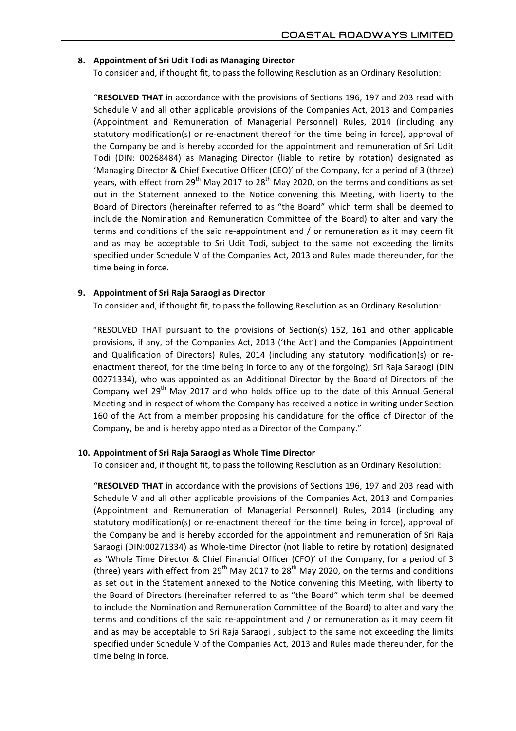**8. Appointment of Sri Udit Todi as Managing Director**

To consider and, if thought fit, to pass the following Resolution as an Ordinary Resolution:

"**RESOLVED THAT** in accordance with the provisions of Sections 196, 197 and 203 read with Schedule V and all other applicable provisions of the Companies Act, 2013 and Companies (Appointment and Remuneration of Managerial Personnel) Rules, 2014 (including any statutory modification(s) or re-enactment thereof for the time being in force), approval of the Company be and is hereby accorded for the appointment and remuneration of Sri Udit Todi (DIN: 00268484) as Managing Director (liable to retire by rotation) designated as 'Managing Director & Chief Executive Officer (CEO)' of the Company, for a period of 3 (three) years, with effect from 29th May 2017 to 28th May 2020, on the terms and conditions as set out in the Statement annexed to the Notice convening this Meeting, with liberty to the Board of Directors (hereinafter referred to as "the Board" which term shall be deemed to include the Nomination and Remuneration Committee of the Board) to alter and vary the terms and conditions of the said re-appointment and / or remuneration as it may deem fit and as may be acceptable to Sri Udit Todi, subject to the same not exceeding the limits specified under Schedule V of the Companies Act, 2013 and Rules made thereunder, for the time being in force.

**9. Appointment of Sri Raja Saraogi as Director**

To consider and, if thought fit, to pass the following Resolution as an Ordinary Resolution:

"RESOLVED THAT pursuant to the provisions of Section(s) 152, 161 and other applicable provisions, if any, of the Companies Act, 2013 ('the Act') and the Companies (Appointment and Qualification of Directors) Rules, 2014 (including any statutory modification(s) or re-enactment thereof, for the time being in force to any of the forgoing), Sri Raja Saraogi (DIN 00271334), who was appointed as an Additional Director by the Board of Directors of the Company wef 29th May 2017 and who holds office up to the date of this Annual General Meeting and in respect of whom the Company has received a notice in writing under Section 160 of the Act from a member proposing his candidature for the office of Director of the Company, be and is hereby appointed as a Director of the Company."

**10. Appointment of Sri Raja Saraogi as Whole Time Director**

To consider and, if thought fit, to pass the following Resolution as an Ordinary Resolution:

"**RESOLVED THAT** in accordance with the provisions of Sections 196, 197 and 203 read with Schedule V and all other applicable provisions of the Companies Act, 2013 and Companies (Appointment and Remuneration of Managerial Personnel) Rules, 2014 (including any statutory modification(s) or re-enactment thereof for the time being in force), approval of the Company be and is hereby accorded for the appointment and remuneration of Sri Raja Saraogi (DIN:00271334) as Whole-time Director (not liable to retire by rotation) designated as 'Whole Time Director & Chief Financial Officer (CFO)' of the Company, for a period of 3 (three) years with effect from 29th May 2017 to 28th May 2020, on the terms and conditions as set out in the Statement annexed to the Notice convening this Meeting, with liberty to the Board of Directors (hereinafter referred to as "the Board" which term shall be deemed to include the Nomination and Remuneration Committee of the Board) to alter and vary the terms and conditions of the said re-appointment and / or remuneration as it may deem fit and as may be acceptable to Sri Raja Saraogi , subject to the same not exceeding the limits specified under Schedule V of the Companies Act, 2013 and Rules made thereunder, for the time being in force.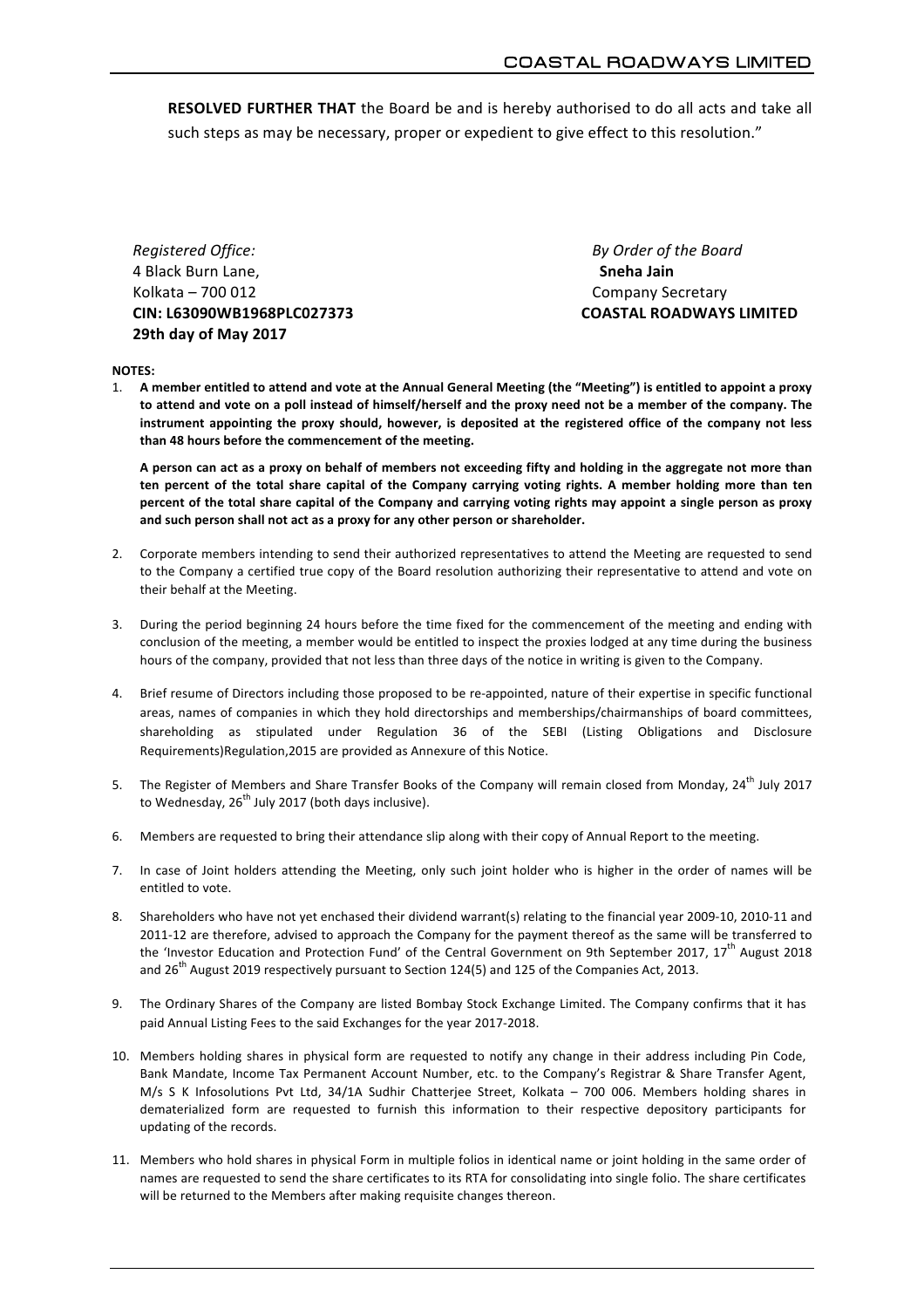**RESOLVED FURTHER THAT** the Board be and is hereby authorised to do all acts and take all such steps as may be necessary, proper or expedient to give effect to this resolution."

*Registered Office:*
4 Black Burn Lane,
Kolkata – 700 012
**CIN: L63090WB1968PLC027373**
**29th day of May 2017**

*By Order of the Board*
**Sneha Jain**
Company Secretary
**COASTAL ROADWAYS LIMITED**

**NOTES:**

1. **A member entitled to attend and vote at the Annual General Meeting (the "Meeting") is entitled to appoint a proxy to attend and vote on a poll instead of himself/herself and the proxy need not be a member of the company. The instrument appointing the proxy should, however, is deposited at the registered office of the company not less than 48 hours before the commencement of the meeting.**

   **A person can act as a proxy on behalf of members not exceeding fifty and holding in the aggregate not more than ten percent of the total share capital of the Company carrying voting rights. A member holding more than ten percent of the total share capital of the Company and carrying voting rights may appoint a single person as proxy and such person shall not act as a proxy for any other person or shareholder.**

2. Corporate members intending to send their authorized representatives to attend the Meeting are requested to send to the Company a certified true copy of the Board resolution authorizing their representative to attend and vote on their behalf at the Meeting.

3. During the period beginning 24 hours before the time fixed for the commencement of the meeting and ending with conclusion of the meeting, a member would be entitled to inspect the proxies lodged at any time during the business hours of the company, provided that not less than three days of the notice in writing is given to the Company.

4. Brief resume of Directors including those proposed to be re-appointed, nature of their expertise in specific functional areas, names of companies in which they hold directorships and memberships/chairmanships of board committees, shareholding as stipulated under Regulation 36 of the SEBI (Listing Obligations and Disclosure Requirements)Regulation,2015 are provided as Annexure of this Notice.

5. The Register of Members and Share Transfer Books of the Company will remain closed from Monday, 24th July 2017 to Wednesday, 26th July 2017 (both days inclusive).

6. Members are requested to bring their attendance slip along with their copy of Annual Report to the meeting.

7. In case of Joint holders attending the Meeting, only such joint holder who is higher in the order of names will be entitled to vote.

8. Shareholders who have not yet enchased their dividend warrant(s) relating to the financial year 2009-10, 2010-11 and 2011-12 are therefore, advised to approach the Company for the payment thereof as the same will be transferred to the 'Investor Education and Protection Fund' of the Central Government on 9th September 2017, 17th August 2018 and 26th August 2019 respectively pursuant to Section 124(5) and 125 of the Companies Act, 2013.

9. The Ordinary Shares of the Company are listed Bombay Stock Exchange Limited. The Company confirms that it has paid Annual Listing Fees to the said Exchanges for the year 2017-2018.

10. Members holding shares in physical form are requested to notify any change in their address including Pin Code, Bank Mandate, Income Tax Permanent Account Number, etc. to the Company's Registrar & Share Transfer Agent, M/s S K Infosolutions Pvt Ltd, 34/1A Sudhir Chatterjee Street, Kolkata – 700 006. Members holding shares in dematerialized form are requested to furnish this information to their respective depository participants for updating of the records.

11. Members who hold shares in physical Form in multiple folios in identical name or joint holding in the same order of names are requested to send the share certificates to its RTA for consolidating into single folio. The share certificates will be returned to the Members after making requisite changes thereon.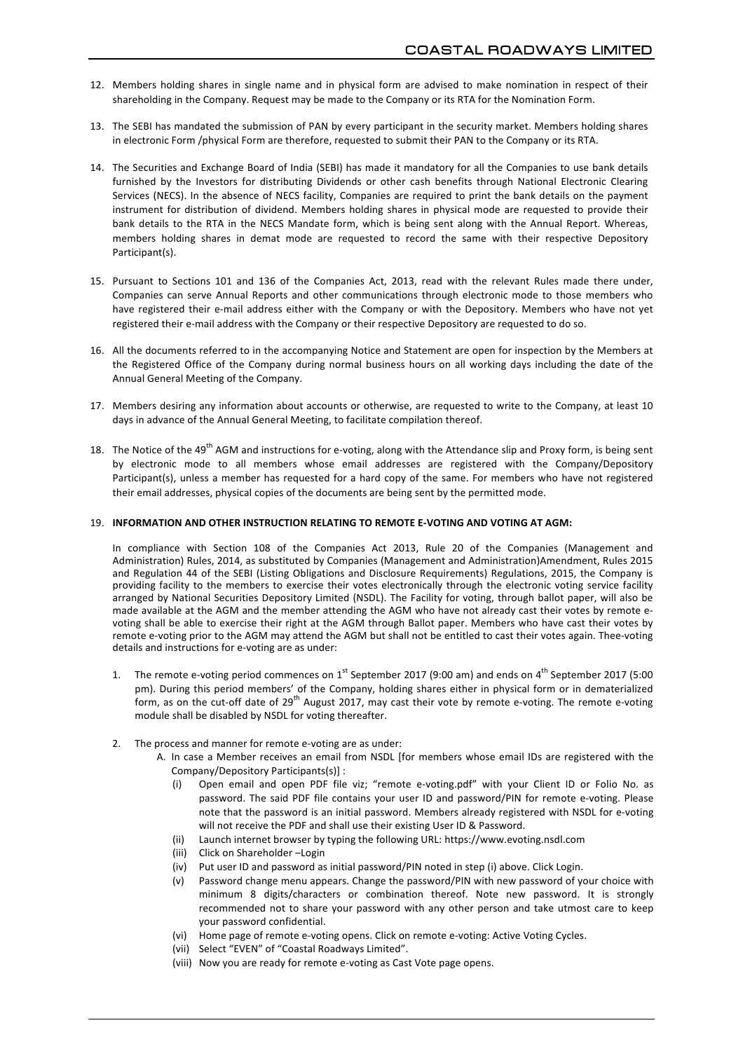12. Members holding shares in single name and in physical form are advised to make nomination in respect of their shareholding in the Company. Request may be made to the Company or its RTA for the Nomination Form.

13. The SEBI has mandated the submission of PAN by every participant in the security market. Members holding shares in electronic Form /physical Form are therefore, requested to submit their PAN to the Company or its RTA.

14. The Securities and Exchange Board of India (SEBI) has made it mandatory for all the Companies to use bank details furnished by the Investors for distributing Dividends or other cash benefits through National Electronic Clearing Services (NECS). In the absence of NECS facility, Companies are required to print the bank details on the payment instrument for distribution of dividend. Members holding shares in physical mode are requested to provide their bank details to the RTA in the NECS Mandate form, which is being sent along with the Annual Report. Whereas, members holding shares in demat mode are requested to record the same with their respective Depository Participant(s).

15. Pursuant to Sections 101 and 136 of the Companies Act, 2013, read with the relevant Rules made there under, Companies can serve Annual Reports and other communications through electronic mode to those members who have registered their e-mail address either with the Company or with the Depository. Members who have not yet registered their e-mail address with the Company or their respective Depository are requested to do so.

16. All the documents referred to in the accompanying Notice and Statement are open for inspection by the Members at the Registered Office of the Company during normal business hours on all working days including the date of the Annual General Meeting of the Company.

17. Members desiring any information about accounts or otherwise, are requested to write to the Company, at least 10 days in advance of the Annual General Meeting, to facilitate compilation thereof.

18. The Notice of the 49th AGM and instructions for e-voting, along with the Attendance slip and Proxy form, is being sent by electronic mode to all members whose email addresses are registered with the Company/Depository Participant(s), unless a member has requested for a hard copy of the same. For members who have not registered their email addresses, physical copies of the documents are being sent by the permitted mode.

19. **INFORMATION AND OTHER INSTRUCTION RELATING TO REMOTE E-VOTING AND VOTING AT AGM:**

    In compliance with Section 108 of the Companies Act 2013, Rule 20 of the Companies (Management and Administration) Rules, 2014, as substituted by Companies (Management and Administration)Amendment, Rules 2015 and Regulation 44 of the SEBI (Listing Obligations and Disclosure Requirements) Regulations, 2015, the Company is providing facility to the members to exercise their votes electronically through the electronic voting service facility arranged by National Securities Depository Limited (NSDL). The Facility for voting, through ballot paper, will also be made available at the AGM and the member attending the AGM who have not already cast their votes by remote e-voting shall be able to exercise their right at the AGM through Ballot paper. Members who have cast their votes by remote e-voting prior to the AGM may attend the AGM but shall not be entitled to cast their votes again. Thee-voting details and instructions for e-voting are as under:

    1. The remote e-voting period commences on 1st September 2017 (9:00 am) and ends on 4th September 2017 (5:00 pm). During this period members' of the Company, holding shares either in physical form or in dematerialized form, as on the cut-off date of 29th August 2017, may cast their vote by remote e-voting. The remote e-voting module shall be disabled by NSDL for voting thereafter.

    2. The process and manner for remote e-voting are as under:

        A. In case a Member receives an email from NSDL [for members whose email IDs are registered with the Company/Depository Participants(s)] :

            (i) Open email and open PDF file viz; "remote e-voting.pdf" with your Client ID or Folio No. as password. The said PDF file contains your user ID and password/PIN for remote e-voting. Please note that the password is an initial password. Members already registered with NSDL for e-voting will not receive the PDF and shall use their existing User ID & Password.
            (ii) Launch internet browser by typing the following URL: https://www.evoting.nsdl.com
            (iii) Click on Shareholder –Login
            (iv) Put user ID and password as initial password/PIN noted in step (i) above. Click Login.
            (v) Password change menu appears. Change the password/PIN with new password of your choice with minimum 8 digits/characters or combination thereof. Note new password. It is strongly recommended not to share your password with any other person and take utmost care to keep your password confidential.
            (vi) Home page of remote e-voting opens. Click on remote e-voting: Active Voting Cycles.
            (vii) Select "EVEN" of "Coastal Roadways Limited".
            (viii) Now you are ready for remote e-voting as Cast Vote page opens.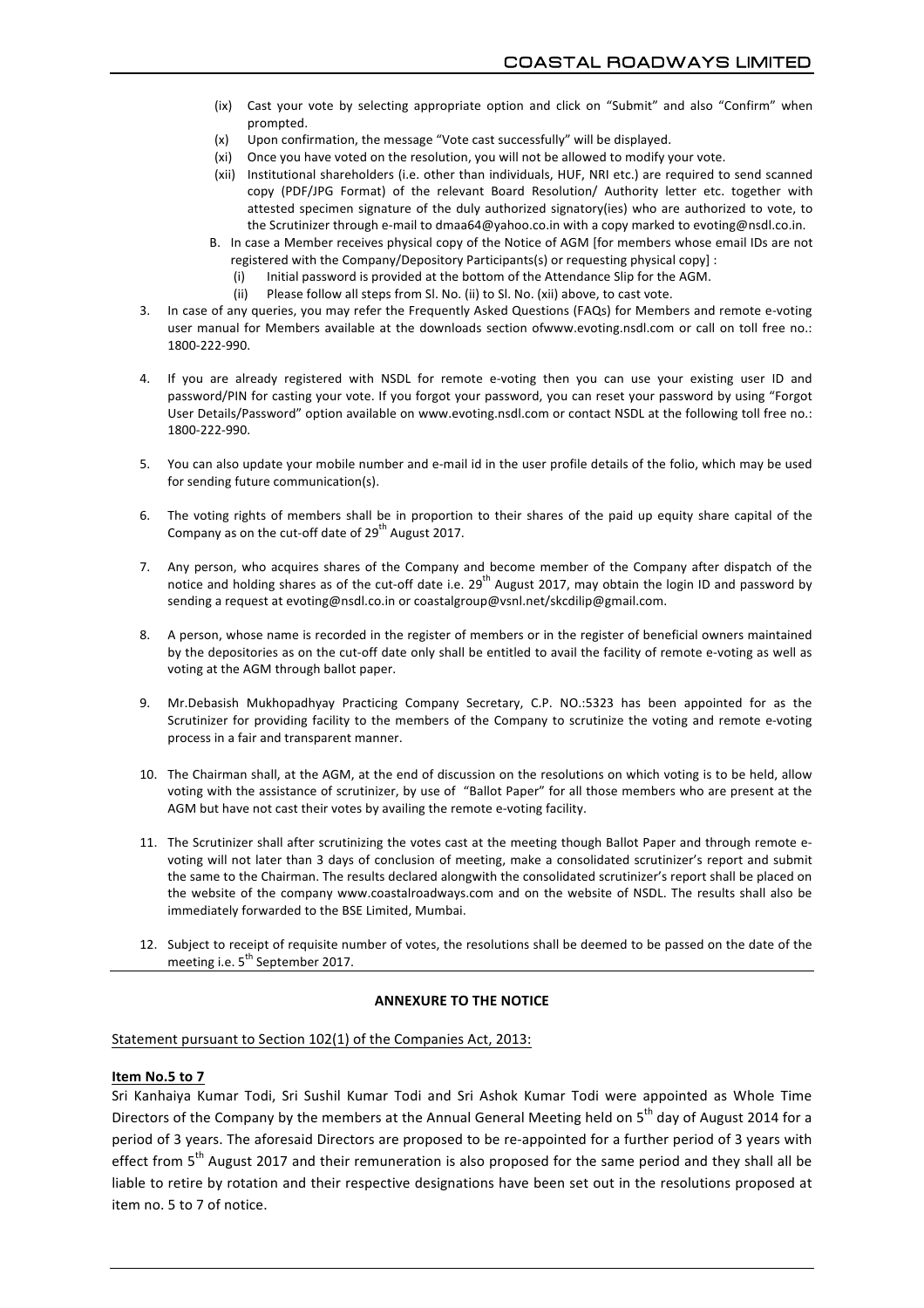(ix) Cast your vote by selecting appropriate option and click on "Submit" and also "Confirm" when prompted.

(x) Upon confirmation, the message "Vote cast successfully" will be displayed.

(xi) Once you have voted on the resolution, you will not be allowed to modify your vote.

(xii) Institutional shareholders (i.e. other than individuals, HUF, NRI etc.) are required to send scanned copy (PDF/JPG Format) of the relevant Board Resolution/ Authority letter etc. together with attested specimen signature of the duly authorized signatory(ies) who are authorized to vote, to the Scrutinizer through e-mail to dmaa64@yahoo.co.in with a copy marked to evoting@nsdl.co.in.

B. In case a Member receives physical copy of the Notice of AGM [for members whose email IDs are not registered with the Company/Depository Participants(s) or requesting physical copy] :

   (i) Initial password is provided at the bottom of the Attendance Slip for the AGM.

   (ii) Please follow all steps from Sl. No. (ii) to Sl. No. (xii) above, to cast vote.

3. In case of any queries, you may refer the Frequently Asked Questions (FAQs) for Members and remote e-voting user manual for Members available at the downloads section ofwww.evoting.nsdl.com or call on toll free no.: 1800-222-990.

4. If you are already registered with NSDL for remote e-voting then you can use your existing user ID and password/PIN for casting your vote. If you forgot your password, you can reset your password by using "Forgot User Details/Password" option available on www.evoting.nsdl.com or contact NSDL at the following toll free no.: 1800-222-990.

5. You can also update your mobile number and e-mail id in the user profile details of the folio, which may be used for sending future communication(s).

6. The voting rights of members shall be in proportion to their shares of the paid up equity share capital of the Company as on the cut-off date of 29th August 2017.

7. Any person, who acquires shares of the Company and become member of the Company after dispatch of the notice and holding shares as of the cut-off date i.e. 29th August 2017, may obtain the login ID and password by sending a request at evoting@nsdl.co.in or coastalgroup@vsnl.net/skcdilip@gmail.com.

8. A person, whose name is recorded in the register of members or in the register of beneficial owners maintained by the depositories as on the cut-off date only shall be entitled to avail the facility of remote e-voting as well as voting at the AGM through ballot paper.

9. Mr.Debasish Mukhopadhyay Practicing Company Secretary, C.P. NO.:5323 has been appointed for as the Scrutinizer for providing facility to the members of the Company to scrutinize the voting and remote e-voting process in a fair and transparent manner.

10. The Chairman shall, at the AGM, at the end of discussion on the resolutions on which voting is to be held, allow voting with the assistance of scrutinizer, by use of "Ballot Paper" for all those members who are present at the AGM but have not cast their votes by availing the remote e-voting facility.

11. The Scrutinizer shall after scrutinizing the votes cast at the meeting though Ballot Paper and through remote e-voting will not later than 3 days of conclusion of meeting, make a consolidated scrutinizer's report and submit the same to the Chairman. The results declared alongwith the consolidated scrutinizer's report shall be placed on the website of the company www.coastalroadways.com and on the website of NSDL. The results shall also be immediately forwarded to the BSE Limited, Mumbai.

12. Subject to receipt of requisite number of votes, the resolutions shall be deemed to be passed on the date of the meeting i.e. 5th September 2017.

## ANNEXURE TO THE NOTICE

Statement pursuant to Section 102(1) of the Companies Act, 2013:

**Item No.5 to 7**

Sri Kanhaiya Kumar Todi, Sri Sushil Kumar Todi and Sri Ashok Kumar Todi were appointed as Whole Time Directors of the Company by the members at the Annual General Meeting held on 5th day of August 2014 for a period of 3 years. The aforesaid Directors are proposed to be re-appointed for a further period of 3 years with effect from 5th August 2017 and their remuneration is also proposed for the same period and they shall all be liable to retire by rotation and their respective designations have been set out in the resolutions proposed at item no. 5 to 7 of notice.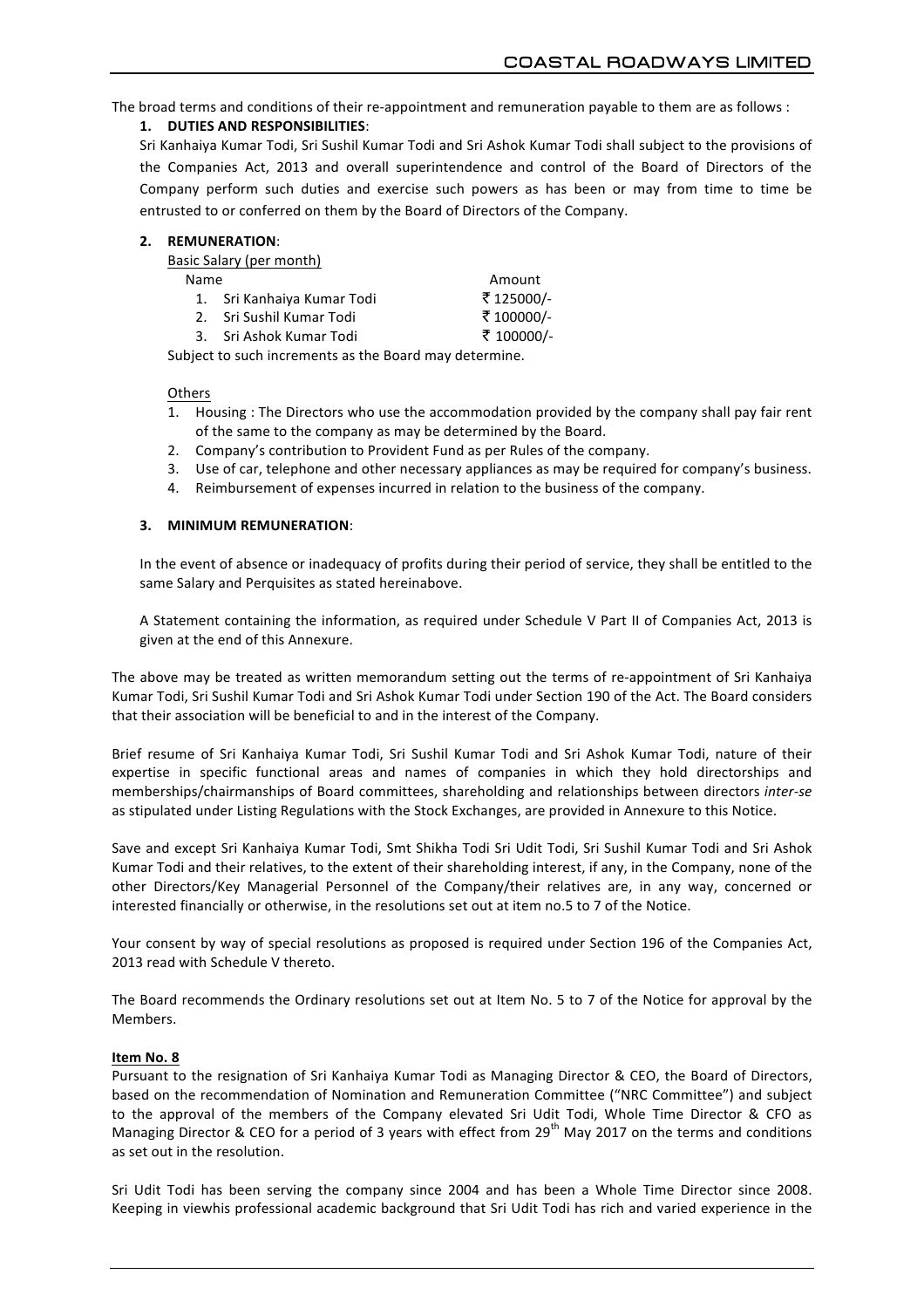The broad terms and conditions of their re-appointment and remuneration payable to them are as follows :

**1. DUTIES AND RESPONSIBILITIES**:

Sri Kanhaiya Kumar Todi, Sri Sushil Kumar Todi and Sri Ashok Kumar Todi shall subject to the provisions of the Companies Act, 2013 and overall superintendence and control of the Board of Directors of the Company perform such duties and exercise such powers as has been or may from time to time be entrusted to or conferred on them by the Board of Directors of the Company.

**2. REMUNERATION**:

Basic Salary (per month)

| Name | Amount |
|---|---|
| 1. Sri Kanhaiya Kumar Todi | ₹ 125000/- |
| 2. Sri Sushil Kumar Todi | ₹ 100000/- |
| 3. Sri Ashok Kumar Todi | ₹ 100000/- |

Subject to such increments as the Board may determine.

Others

1. Housing : The Directors who use the accommodation provided by the company shall pay fair rent of the same to the company as may be determined by the Board.
2. Company's contribution to Provident Fund as per Rules of the company.
3. Use of car, telephone and other necessary appliances as may be required for company's business.
4. Reimbursement of expenses incurred in relation to the business of the company.

**3. MINIMUM REMUNERATION**:

In the event of absence or inadequacy of profits during their period of service, they shall be entitled to the same Salary and Perquisites as stated hereinabove.

A Statement containing the information, as required under Schedule V Part II of Companies Act, 2013 is given at the end of this Annexure.

The above may be treated as written memorandum setting out the terms of re-appointment of Sri Kanhaiya Kumar Todi, Sri Sushil Kumar Todi and Sri Ashok Kumar Todi under Section 190 of the Act. The Board considers that their association will be beneficial to and in the interest of the Company.

Brief resume of Sri Kanhaiya Kumar Todi, Sri Sushil Kumar Todi and Sri Ashok Kumar Todi, nature of their expertise in specific functional areas and names of companies in which they hold directorships and memberships/chairmanships of Board committees, shareholding and relationships between directors *inter-se* as stipulated under Listing Regulations with the Stock Exchanges, are provided in Annexure to this Notice.

Save and except Sri Kanhaiya Kumar Todi, Smt Shikha Todi Sri Udit Todi, Sri Sushil Kumar Todi and Sri Ashok Kumar Todi and their relatives, to the extent of their shareholding interest, if any, in the Company, none of the other Directors/Key Managerial Personnel of the Company/their relatives are, in any way, concerned or interested financially or otherwise, in the resolutions set out at item no.5 to 7 of the Notice.

Your consent by way of special resolutions as proposed is required under Section 196 of the Companies Act, 2013 read with Schedule V thereto.

The Board recommends the Ordinary resolutions set out at Item No. 5 to 7 of the Notice for approval by the Members.

**Item No. 8**

Pursuant to the resignation of Sri Kanhaiya Kumar Todi as Managing Director & CEO, the Board of Directors, based on the recommendation of Nomination and Remuneration Committee ("NRC Committee") and subject to the approval of the members of the Company elevated Sri Udit Todi, Whole Time Director & CFO as Managing Director & CEO for a period of 3 years with effect from 29th May 2017 on the terms and conditions as set out in the resolution.

Sri Udit Todi has been serving the company since 2004 and has been a Whole Time Director since 2008. Keeping in viewhis professional academic background that Sri Udit Todi has rich and varied experience in the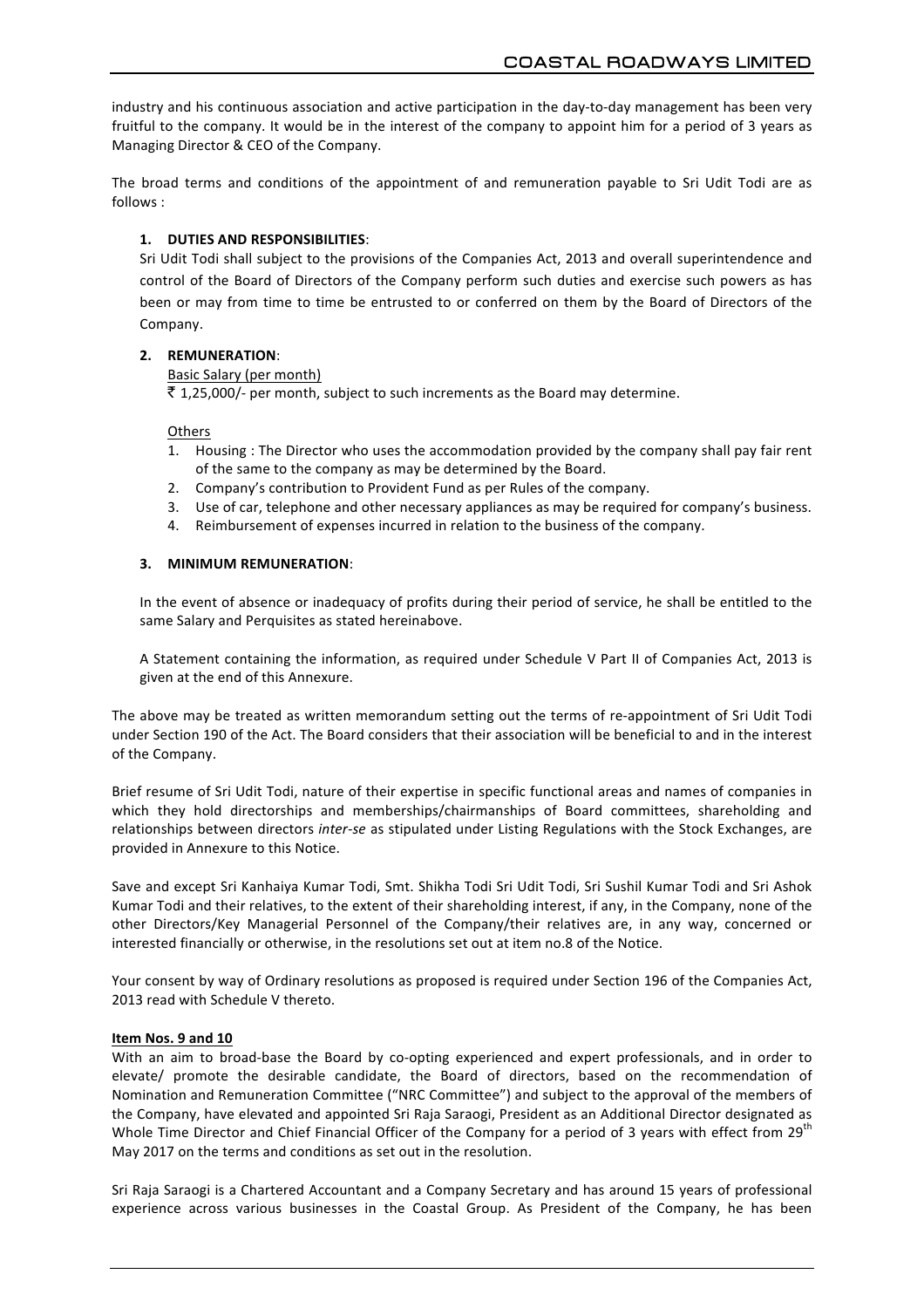industry and his continuous association and active participation in the day-to-day management has been very fruitful to the company. It would be in the interest of the company to appoint him for a period of 3 years as Managing Director & CEO of the Company.

The broad terms and conditions of the appointment of and remuneration payable to Sri Udit Todi are as follows :

1. **DUTIES AND RESPONSIBILITIES**:
   Sri Udit Todi shall subject to the provisions of the Companies Act, 2013 and overall superintendence and control of the Board of Directors of the Company perform such duties and exercise such powers as has been or may from time to time be entrusted to or conferred on them by the Board of Directors of the Company.

2. **REMUNERATION**:
   Basic Salary (per month)
   ₹ 1,25,000/- per month, subject to such increments as the Board may determine.

   Others
   1. Housing : The Director who uses the accommodation provided by the company shall pay fair rent of the same to the company as may be determined by the Board.
   2. Company's contribution to Provident Fund as per Rules of the company.
   3. Use of car, telephone and other necessary appliances as may be required for company's business.
   4. Reimbursement of expenses incurred in relation to the business of the company.

3. **MINIMUM REMUNERATION**:

   In the event of absence or inadequacy of profits during their period of service, he shall be entitled to the same Salary and Perquisites as stated hereinabove.

   A Statement containing the information, as required under Schedule V Part II of Companies Act, 2013 is given at the end of this Annexure.

The above may be treated as written memorandum setting out the terms of re-appointment of Sri Udit Todi under Section 190 of the Act. The Board considers that their association will be beneficial to and in the interest of the Company.

Brief resume of Sri Udit Todi, nature of their expertise in specific functional areas and names of companies in which they hold directorships and memberships/chairmanships of Board committees, shareholding and relationships between directors *inter-se* as stipulated under Listing Regulations with the Stock Exchanges, are provided in Annexure to this Notice.

Save and except Sri Kanhaiya Kumar Todi, Smt. Shikha Todi Sri Udit Todi, Sri Sushil Kumar Todi and Sri Ashok Kumar Todi and their relatives, to the extent of their shareholding interest, if any, in the Company, none of the other Directors/Key Managerial Personnel of the Company/their relatives are, in any way, concerned or interested financially or otherwise, in the resolutions set out at item no.8 of the Notice.

Your consent by way of Ordinary resolutions as proposed is required under Section 196 of the Companies Act, 2013 read with Schedule V thereto.

**Item Nos. 9 and 10**

With an aim to broad-base the Board by co-opting experienced and expert professionals, and in order to elevate/ promote the desirable candidate, the Board of directors, based on the recommendation of Nomination and Remuneration Committee ("NRC Committee") and subject to the approval of the members of the Company, have elevated and appointed Sri Raja Saraogi, President as an Additional Director designated as Whole Time Director and Chief Financial Officer of the Company for a period of 3 years with effect from 29th May 2017 on the terms and conditions as set out in the resolution.

Sri Raja Saraogi is a Chartered Accountant and a Company Secretary and has around 15 years of professional experience across various businesses in the Coastal Group. As President of the Company, he has been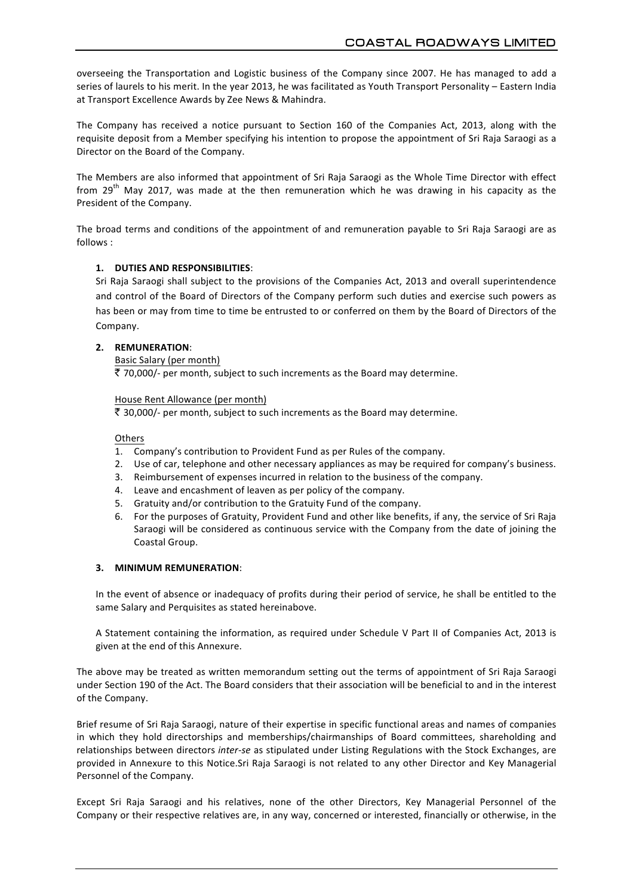overseeing the Transportation and Logistic business of the Company since 2007. He has managed to add a series of laurels to his merit. In the year 2013, he was facilitated as Youth Transport Personality – Eastern India at Transport Excellence Awards by Zee News & Mahindra.

The Company has received a notice pursuant to Section 160 of the Companies Act, 2013, along with the requisite deposit from a Member specifying his intention to propose the appointment of Sri Raja Saraogi as a Director on the Board of the Company.

The Members are also informed that appointment of Sri Raja Saraogi as the Whole Time Director with effect from 29th May 2017, was made at the then remuneration which he was drawing in his capacity as the President of the Company.

The broad terms and conditions of the appointment of and remuneration payable to Sri Raja Saraogi are as follows :

1. **DUTIES AND RESPONSIBILITIES**:
   Sri Raja Saraogi shall subject to the provisions of the Companies Act, 2013 and overall superintendence and control of the Board of Directors of the Company perform such duties and exercise such powers as has been or may from time to time be entrusted to or conferred on them by the Board of Directors of the Company.

2. **REMUNERATION**:

   Basic Salary (per month)

   ₹ 70,000/- per month, subject to such increments as the Board may determine.

   House Rent Allowance (per month)

   ₹ 30,000/- per month, subject to such increments as the Board may determine.

   Others

   1. Company's contribution to Provident Fund as per Rules of the company.
   2. Use of car, telephone and other necessary appliances as may be required for company's business.
   3. Reimbursement of expenses incurred in relation to the business of the company.
   4. Leave and encashment of leaven as per policy of the company.
   5. Gratuity and/or contribution to the Gratuity Fund of the company.
   6. For the purposes of Gratuity, Provident Fund and other like benefits, if any, the service of Sri Raja Saraogi will be considered as continuous service with the Company from the date of joining the Coastal Group.

3. **MINIMUM REMUNERATION**:

   In the event of absence or inadequacy of profits during their period of service, he shall be entitled to the same Salary and Perquisites as stated hereinabove.

   A Statement containing the information, as required under Schedule V Part II of Companies Act, 2013 is given at the end of this Annexure.

The above may be treated as written memorandum setting out the terms of appointment of Sri Raja Saraogi under Section 190 of the Act. The Board considers that their association will be beneficial to and in the interest of the Company.

Brief resume of Sri Raja Saraogi, nature of their expertise in specific functional areas and names of companies in which they hold directorships and memberships/chairmanships of Board committees, shareholding and relationships between directors *inter-se* as stipulated under Listing Regulations with the Stock Exchanges, are provided in Annexure to this Notice.Sri Raja Saraogi is not related to any other Director and Key Managerial Personnel of the Company.

Except Sri Raja Saraogi and his relatives, none of the other Directors, Key Managerial Personnel of the Company or their respective relatives are, in any way, concerned or interested, financially or otherwise, in the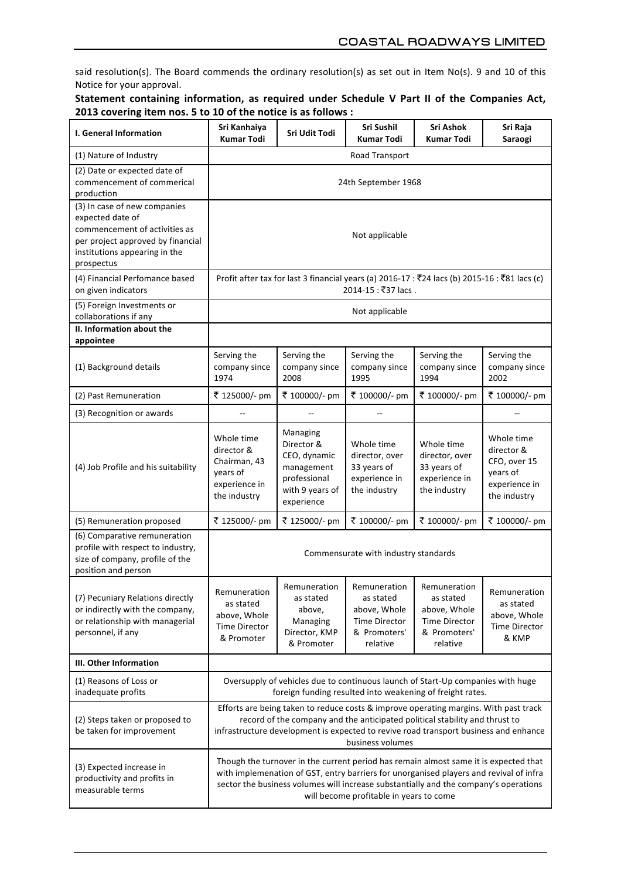said resolution(s). The Board commends the ordinary resolution(s) as set out in Item No(s). 9 and 10 of this Notice for your approval.

**Statement containing information, as required under Schedule V Part II of the Companies Act, 2013 covering item nos. 5 to 10 of the notice is as follows :**

| I. General Information | Sri Kanhaiya Kumar Todi | Sri Udit Todi | Sri Sushil Kumar Todi | Sri Ashok Kumar Todi | Sri Raja Saraogi |
|---|---|---|---|---|---|
| (1) Nature of Industry | Road Transport | | | | |
| (2) Date or expected date of commencement of commerical production | 24th September 1968 | | | | |
| (3) In case of new companies expected date of commencement of activities as per project approved by financial institutions appearing in the prospectus | Not applicable | | | | |
| (4) Financial Perfomance based on given indicators | Profit after tax for last 3 financial years (a) 2016-17 : ₹24 lacs (b) 2015-16 : ₹81 lacs (c) 2014-15 : ₹37 lacs . | | | | |
| (5) Foreign Investments or collaborations if any | Not applicable | | | | |
| **II. Information about the appointee** | | | | | |
| (1) Background details | Serving the company since 1974 | Serving the company since 2008 | Serving the company since 1995 | Serving the company since 1994 | Serving the company since 2002 |
| (2) Past Remuneration | ₹ 125000/- pm | ₹ 100000/- pm | ₹ 100000/- pm | ₹ 100000/- pm | ₹ 100000/- pm |
| (3) Recognition or awards | -- | -- | -- | | -- |
| (4) Job Profile and his suitability | Whole time director & Chairman, 43 years of experience in the industry | Managing Director & CEO, dynamic management professional with 9 years of experience | Whole time director, over 33 years of experience in the industry | Whole time director, over 33 years of experience in the industry | Whole time director & CFO, over 15 years of experience in the industry |
| (5) Remuneration proposed | ₹ 125000/- pm | ₹ 125000/- pm | ₹ 100000/- pm | ₹ 100000/- pm | ₹ 100000/- pm |
| (6) Comparative remuneration profile with respect to industry, size of company, profile of the position and person | Commensurate with industry standards | | | | |
| (7) Pecuniary Relations directly or indirectly with the company, or relationship with managerial personnel, if any | Remuneration as stated above, Whole Time Director & Promoter | Remuneration as stated above, Managing Director, KMP & Promoter | Remuneration as stated above, Whole Time Director & Promoters' relative | Remuneration as stated above, Whole Time Director & Promoters' relative | Remuneration as stated above, Whole Time Director & KMP |
| **III. Other Information** | | | | | |
| (1) Reasons of Loss or inadequate profits | Oversupply of vehicles due to continuous launch of Start-Up companies with huge foreign funding resulted into weakening of freight rates. | | | | |
| (2) Steps taken or proposed to be taken for improvement | Efforts are being taken to reduce costs & improve operating margins. With past track record of the company and the anticipated political stability and thrust to infrastructure development is expected to revive road transport business and enhance business volumes | | | | |
| (3) Expected increase in productivity and profits in measurable terms | Though the turnover in the current period has remain almost same it is expected that with implemenation of GST, entry barriers for unorganised players and revival of infra sector the business volumes will increase substantially and the company's operations will become profitable in years to come | | | | |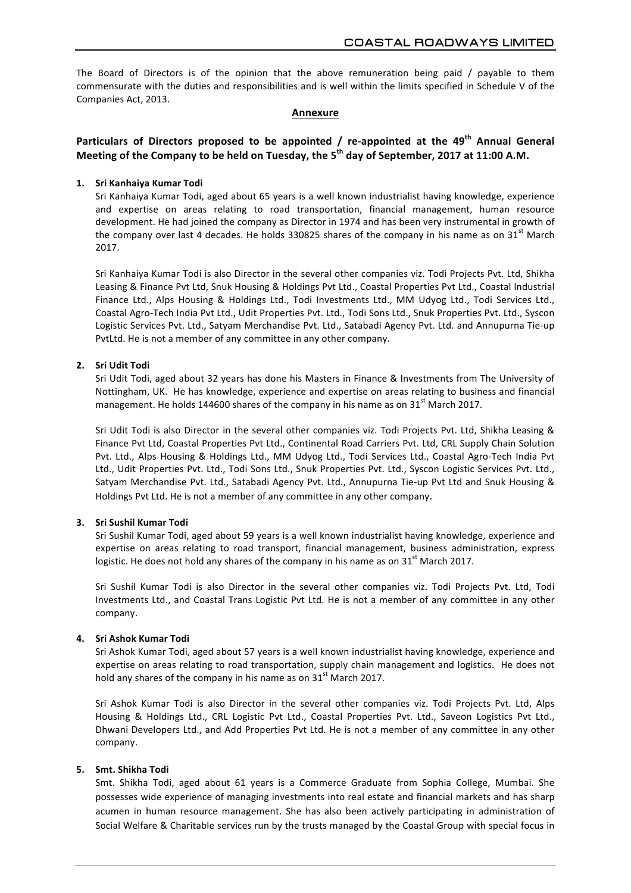The Board of Directors is of the opinion that the above remuneration being paid / payable to them commensurate with the duties and responsibilities and is well within the limits specified in Schedule V of the Companies Act, 2013.

## Annexure

## Particulars of Directors proposed to be appointed / re-appointed at the 49th Annual General Meeting of the Company to be held on Tuesday, the 5th day of September, 2017 at 11:00 A.M.

**1. Sri Kanhaiya Kumar Todi**

Sri Kanhaiya Kumar Todi, aged about 65 years is a well known industrialist having knowledge, experience and expertise on areas relating to road transportation, financial management, human resource development. He had joined the company as Director in 1974 and has been very instrumental in growth of the company over last 4 decades. He holds 330825 shares of the company in his name as on 31st March 2017.

Sri Kanhaiya Kumar Todi is also Director in the several other companies viz. Todi Projects Pvt. Ltd, Shikha Leasing & Finance Pvt Ltd, Snuk Housing & Holdings Pvt Ltd., Coastal Properties Pvt Ltd., Coastal Industrial Finance Ltd., Alps Housing & Holdings Ltd., Todi Investments Ltd., MM Udyog Ltd., Todi Services Ltd., Coastal Agro-Tech India Pvt Ltd., Udit Properties Pvt. Ltd., Todi Sons Ltd., Snuk Properties Pvt. Ltd., Syscon Logistic Services Pvt. Ltd., Satyam Merchandise Pvt. Ltd., Satabadi Agency Pvt. Ltd. and Annupurna Tie-up PvtLtd. He is not a member of any committee in any other company.

**2. Sri Udit Todi**

Sri Udit Todi, aged about 32 years has done his Masters in Finance & Investments from The University of Nottingham, UK. He has knowledge, experience and expertise on areas relating to business and financial management. He holds 144600 shares of the company in his name as on 31st March 2017.

Sri Udit Todi is also Director in the several other companies viz. Todi Projects Pvt. Ltd, Shikha Leasing & Finance Pvt Ltd, Coastal Properties Pvt Ltd., Continental Road Carriers Pvt. Ltd, CRL Supply Chain Solution Pvt. Ltd., Alps Housing & Holdings Ltd., MM Udyog Ltd., Todi Services Ltd., Coastal Agro-Tech India Pvt Ltd., Udit Properties Pvt. Ltd., Todi Sons Ltd., Snuk Properties Pvt. Ltd., Syscon Logistic Services Pvt. Ltd., Satyam Merchandise Pvt. Ltd., Satabadi Agency Pvt. Ltd., Annupurna Tie-up Pvt Ltd and Snuk Housing & Holdings Pvt Ltd. He is not a member of any committee in any other company.

**3. Sri Sushil Kumar Todi**

Sri Sushil Kumar Todi, aged about 59 years is a well known industrialist having knowledge, experience and expertise on areas relating to road transport, financial management, business administration, express logistic. He does not hold any shares of the company in his name as on 31st March 2017.

Sri Sushil Kumar Todi is also Director in the several other companies viz. Todi Projects Pvt. Ltd, Todi Investments Ltd., and Coastal Trans Logistic Pvt Ltd. He is not a member of any committee in any other company.

**4. Sri Ashok Kumar Todi**

Sri Ashok Kumar Todi, aged about 57 years is a well known industrialist having knowledge, experience and expertise on areas relating to road transportation, supply chain management and logistics. He does not hold any shares of the company in his name as on 31st March 2017.

Sri Ashok Kumar Todi is also Director in the several other companies viz. Todi Projects Pvt. Ltd, Alps Housing & Holdings Ltd., CRL Logistic Pvt Ltd., Coastal Properties Pvt. Ltd., Saveon Logistics Pvt Ltd., Dhwani Developers Ltd., and Add Properties Pvt Ltd. He is not a member of any committee in any other company.

**5. Smt. Shikha Todi**

Smt. Shikha Todi, aged about 61 years is a Commerce Graduate from Sophia College, Mumbai. She possesses wide experience of managing investments into real estate and financial markets and has sharp acumen in human resource management. She has also been actively participating in administration of Social Welfare & Charitable services run by the trusts managed by the Coastal Group with special focus in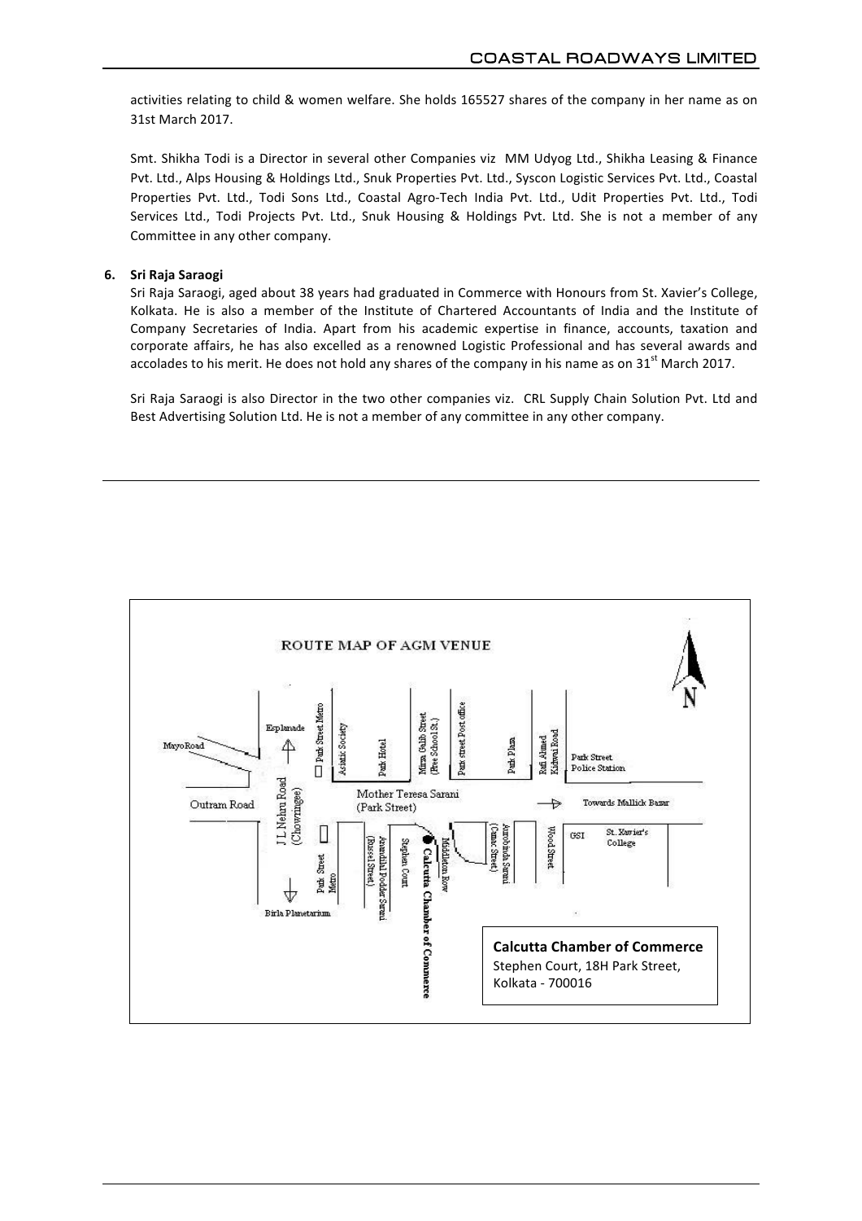activities relating to child & women welfare. She holds 165527 shares of the company in her name as on 31st March 2017.

Smt. Shikha Todi is a Director in several other Companies viz MM Udyog Ltd., Shikha Leasing & Finance Pvt. Ltd., Alps Housing & Holdings Ltd., Snuk Properties Pvt. Ltd., Syscon Logistic Services Pvt. Ltd., Coastal Properties Pvt. Ltd., Todi Sons Ltd., Coastal Agro-Tech India Pvt. Ltd., Udit Properties Pvt. Ltd., Todi Services Ltd., Todi Projects Pvt. Ltd., Snuk Housing & Holdings Pvt. Ltd. She is not a member of any Committee in any other company.

**6. Sri Raja Saraogi**

Sri Raja Saraogi, aged about 38 years had graduated in Commerce with Honours from St. Xavier's College, Kolkata. He is also a member of the Institute of Chartered Accountants of India and the Institute of Company Secretaries of India. Apart from his academic expertise in finance, accounts, taxation and corporate affairs, he has also excelled as a renowned Logistic Professional and has several awards and accolades to his merit. He does not hold any shares of the company in his name as on 31st March 2017.

Sri Raja Saraogi is also Director in the two other companies viz. CRL Supply Chain Solution Pvt. Ltd and Best Advertising Solution Ltd. He is not a member of any committee in any other company.

---

ROUTE MAP OF AGM VENUE

N

Esplanade

Mayo Road

Park Street Metro

Asiatic Society

Park Hotel

Mirza Galib Street (Free School St.)

Park street Post office

Park Plaza

Rafi Ahmed Kidwai Road

Park Street Police Station

Outram Road

J L Nehru Road (Chowringee)

Mother Teresa Sarani (Park Street)

Towards Mallick Bazar

Park Street Metro

Anandilal Poddar Sarani (Russel Street)

Stephen Court

Calcutta Chamber of Commerce

Middleton Row

Aurobinda Sarani (Camac Street)

Wood Street

GSI

St. Xavier's College

Birla Planetarium

**Calcutta Chamber of Commerce**
Stephen Court, 18H Park Street,
Kolkata - 700016